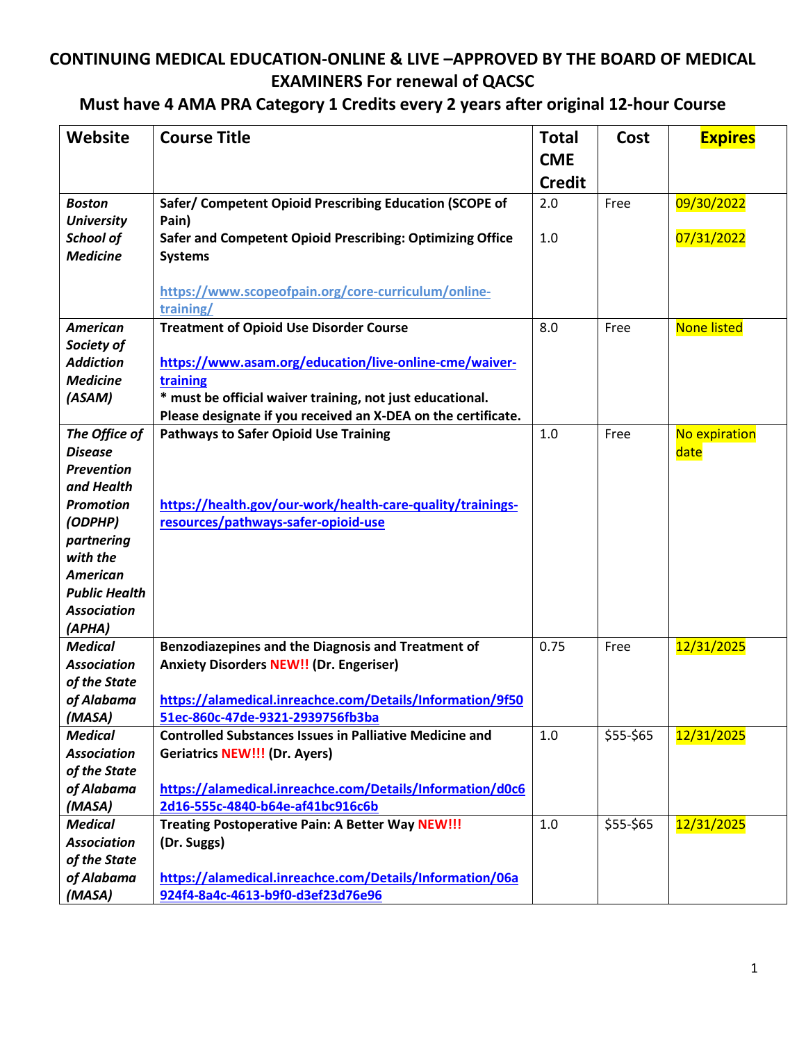# CONTINUING MEDICAL EDUCATION-ONLINE & LIVE –APPROVED BY THE BOARD OF MEDICAL EXAMINERS For renewal of QACSC

## Must have 4 AMA PRA Category 1 Credits every 2 years after original 12-hour Course

| Website | Course Title | Total CME Credit | Cost | Expires |
|---|---|---|---|---|
| ***Boston University School of Medicine*** | **Safer/ Competent Opioid Prescribing Education (SCOPE of Pain)**<br>**Safer and Competent Opioid Prescribing: Optimizing Office Systems**<br><br>https://www.scopeofpain.org/core-curriculum/online-training/ | 2.0<br><br>1.0 | Free | 09/30/2022<br><br>07/31/2022 |
| ***American Society of Addiction Medicine (ASAM)*** | **Treatment of Opioid Use Disorder Course**<br><br>https://www.asam.org/education/live-online-cme/waiver-training<br>**\* must be official waiver training, not just educational. Please designate if you received an X-DEA on the certificate.** | 8.0 | Free | None listed |
| ***The Office of Disease Prevention and Health Promotion (ODPHP) partnering with the American Public Health Association (APHA)*** | **Pathways to Safer Opioid Use Training**<br><br>https://health.gov/our-work/health-care-quality/trainings-resources/pathways-safer-opioid-use | 1.0 | Free | No expiration date |
| ***Medical Association of the State of Alabama (MASA)*** | **Benzodiazepines and the Diagnosis and Treatment of Anxiety Disorders NEW!! (Dr. Engeriser)**<br><br>https://alamedical.inreachce.com/Details/Information/9f5051ec-860c-47de-9321-2939756fb3ba | 0.75 | Free | 12/31/2025 |
| ***Medical Association of the State of Alabama (MASA)*** | **Controlled Substances Issues in Palliative Medicine and Geriatrics NEW!!! (Dr. Ayers)**<br><br>https://alamedical.inreachce.com/Details/Information/d0c62d16-555c-4840-b64e-af41bc916c6b | 1.0 | \$55-\$65 | 12/31/2025 |
| ***Medical Association of the State of Alabama (MASA)*** | **Treating Postoperative Pain: A Better Way NEW!!! (Dr. Suggs)**<br><br>https://alamedical.inreachce.com/Details/Information/06a924f4-8a4c-4613-b9f0-d3ef23d76e96 | 1.0 | \$55-\$65 | 12/31/2025 |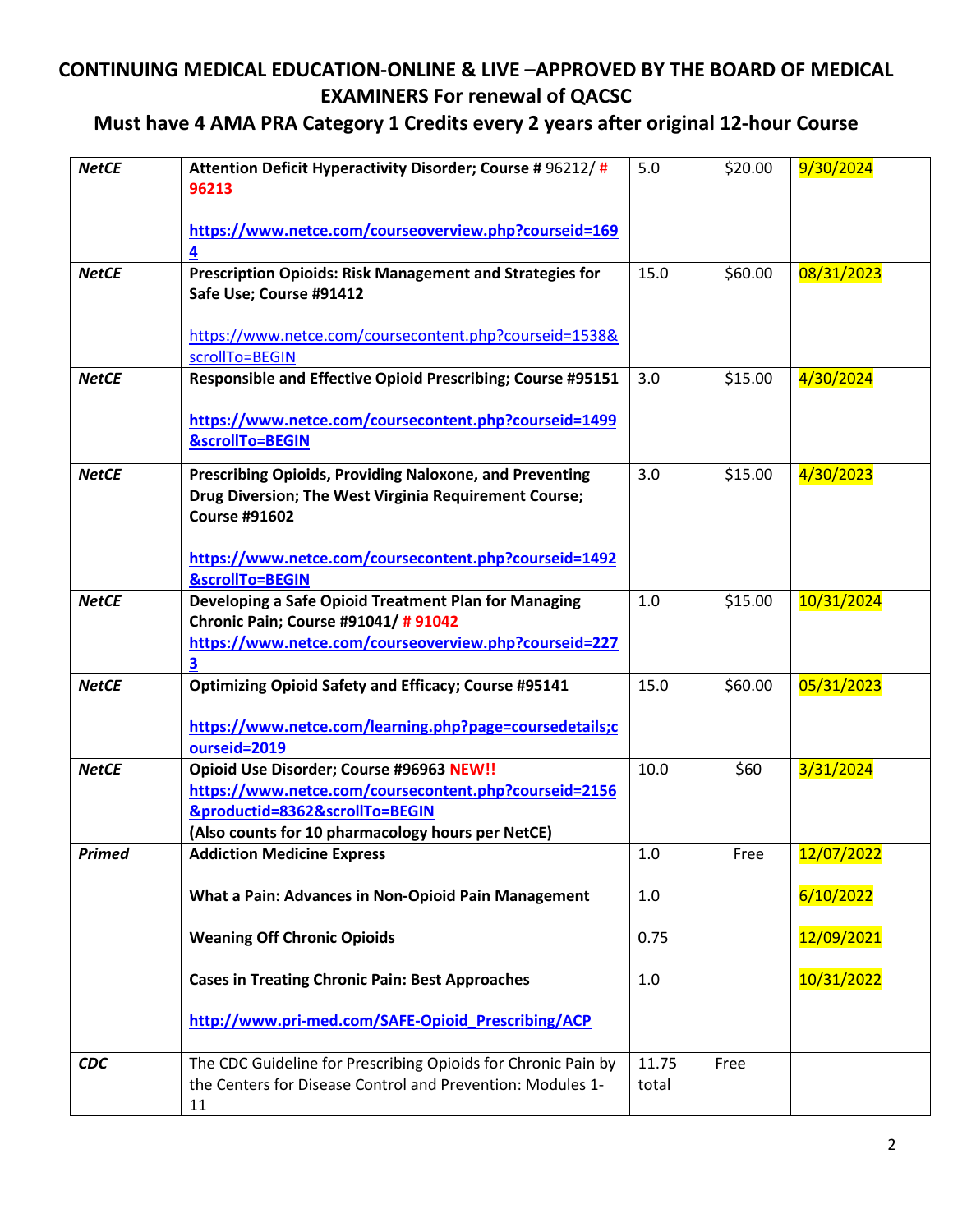## CONTINUING MEDICAL EDUCATION-ONLINE & LIVE –APPROVED BY THE BOARD OF MEDICAL EXAMINERS For renewal of QACSC

### Must have 4 AMA PRA Category 1 Credits every 2 years after original 12-hour Course

| | | | | |
|---|---|---|---|---|
| ***NetCE*** | **Attention Deficit Hyperactivity Disorder; Course #** 96212/ **# 96213**<br><br>**https://www.netce.com/courseoverview.php?courseid=1694** | 5.0 | $20.00 | 9/30/2024 |
| ***NetCE*** | **Prescription Opioids: Risk Management and Strategies for Safe Use; Course #91412**<br><br>https://www.netce.com/coursecontent.php?courseid=1538&scrollTo=BEGIN | 15.0 | $60.00 | 08/31/2023 |
| ***NetCE*** | **Responsible and Effective Opioid Prescribing; Course #95151**<br><br>**https://www.netce.com/coursecontent.php?courseid=1499&scrollTo=BEGIN** | 3.0 | $15.00 | 4/30/2024 |
| ***NetCE*** | **Prescribing Opioids, Providing Naloxone, and Preventing Drug Diversion; The West Virginia Requirement Course; Course #91602**<br><br>**https://www.netce.com/coursecontent.php?courseid=1492&scrollTo=BEGIN** | 3.0 | $15.00 | 4/30/2023 |
| ***NetCE*** | **Developing a Safe Opioid Treatment Plan for Managing Chronic Pain; Course #91041/ # 91042**<br>**https://www.netce.com/courseoverview.php?courseid=2273** | 1.0 | $15.00 | 10/31/2024 |
| ***NetCE*** | **Optimizing Opioid Safety and Efficacy; Course #95141**<br><br>**https://www.netce.com/learning.php?page=coursedetails;courseid=2019** | 15.0 | $60.00 | 05/31/2023 |
| ***NetCE*** | **Opioid Use Disorder; Course #96963 NEW!!**<br>**https://www.netce.com/coursecontent.php?courseid=2156&productid=8362&scrollTo=BEGIN**<br>**(Also counts for 10 pharmacology hours per NetCE)** | 10.0 | $60 | 3/31/2024 |
| ***Primed*** | **Addiction Medicine Express**<br><br>**What a Pain: Advances in Non-Opioid Pain Management**<br><br>**Weaning Off Chronic Opioids**<br><br>**Cases in Treating Chronic Pain: Best Approaches**<br><br>**http://www.pri-med.com/SAFE-Opioid_Prescribing/ACP** | 1.0<br><br>1.0<br><br>0.75<br><br>1.0 | Free | 12/07/2022<br><br>6/10/2022<br><br>12/09/2021<br><br>10/31/2022 |
| ***CDC*** | The CDC Guideline for Prescribing Opioids for Chronic Pain by the Centers for Disease Control and Prevention: Modules 1-11 | 11.75 total | Free | |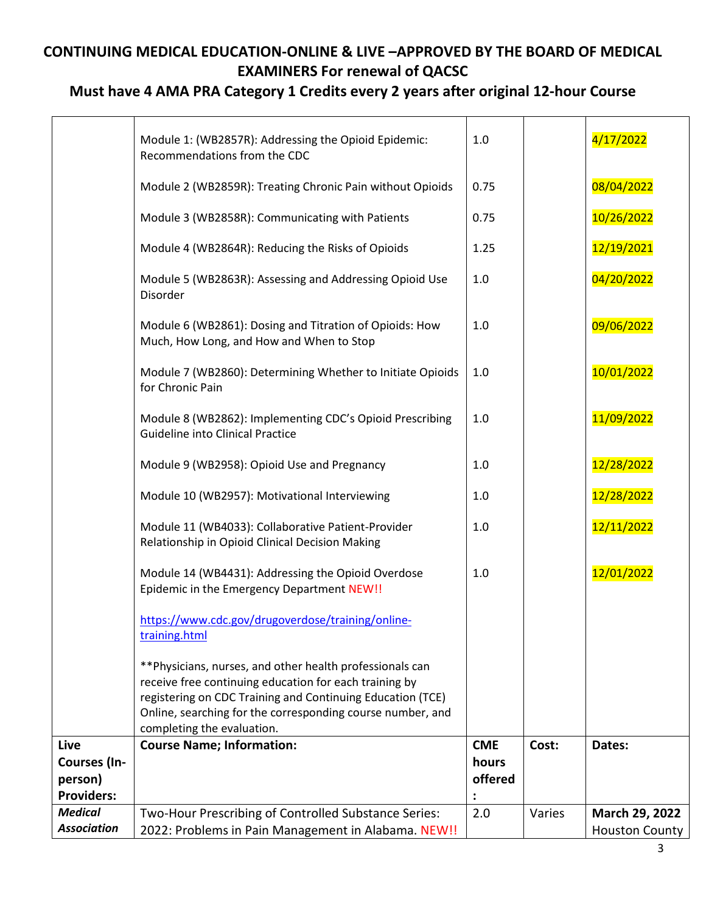# CONTINUING MEDICAL EDUCATION-ONLINE & LIVE –APPROVED BY THE BOARD OF MEDICAL EXAMINERS For renewal of QACSC

## Must have 4 AMA PRA Category 1 Credits every 2 years after original 12-hour Course

| | | | | |
|---|---|---|---|---|
| | Module 1: (WB2857R): Addressing the Opioid Epidemic: Recommendations from the CDC | 1.0 | | 4/17/2022 |
| | Module 2 (WB2859R): Treating Chronic Pain without Opioids | 0.75 | | 08/04/2022 |
| | Module 3 (WB2858R): Communicating with Patients | 0.75 | | 10/26/2022 |
| | Module 4 (WB2864R): Reducing the Risks of Opioids | 1.25 | | 12/19/2021 |
| | Module 5 (WB2863R): Assessing and Addressing Opioid Use Disorder | 1.0 | | 04/20/2022 |
| | Module 6 (WB2861): Dosing and Titration of Opioids: How Much, How Long, and How and When to Stop | 1.0 | | 09/06/2022 |
| | Module 7 (WB2860): Determining Whether to Initiate Opioids for Chronic Pain | 1.0 | | 10/01/2022 |
| | Module 8 (WB2862): Implementing CDC's Opioid Prescribing Guideline into Clinical Practice | 1.0 | | 11/09/2022 |
| | Module 9 (WB2958): Opioid Use and Pregnancy | 1.0 | | 12/28/2022 |
| | Module 10 (WB2957): Motivational Interviewing | 1.0 | | 12/28/2022 |
| | Module 11 (WB4033): Collaborative Patient-Provider Relationship in Opioid Clinical Decision Making | 1.0 | | 12/11/2022 |
| | Module 14 (WB4431): Addressing the Opioid Overdose Epidemic in the Emergency Department NEW!! | 1.0 | | 12/01/2022 |
| | [https://www.cdc.gov/drugoverdose/training/online-training.html](https://www.cdc.gov/drugoverdose/training/online-training.html) | | | |
| | **Physicians, nurses, and other health professionals can receive free continuing education for each training by registering on CDC Training and Continuing Education (TCE) Online, searching for the corresponding course number, and completing the evaluation. | | | |
| **Live Courses (In-person) Providers:** | **Course Name; Information:** | **CME hours offered:** | **Cost:** | **Dates:** |
| ***Medical Association*** | Two-Hour Prescribing of Controlled Substance Series: 2022: Problems in Pain Management in Alabama. NEW!! | 2.0 | Varies | **March 29, 2022** Houston County |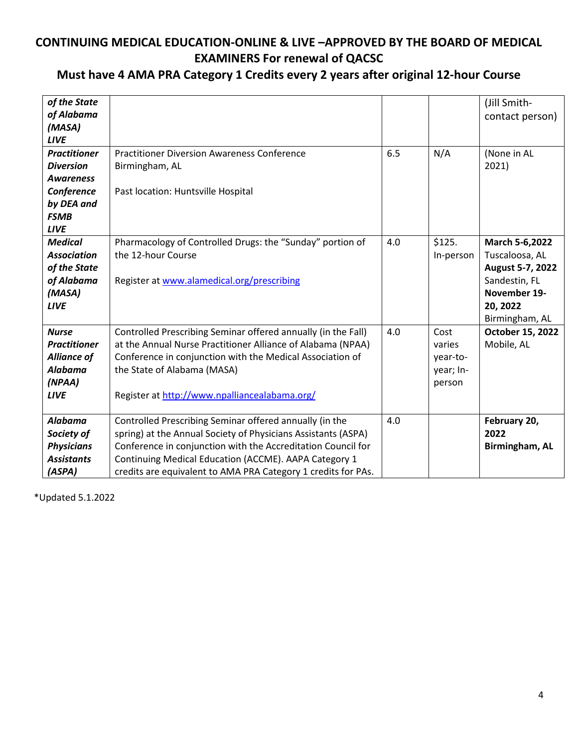**CONTINUING MEDICAL EDUCATION-ONLINE & LIVE –APPROVED BY THE BOARD OF MEDICAL EXAMINERS For renewal of QACSC**

**Must have 4 AMA PRA Category 1 Credits every 2 years after original 12-hour Course**

| | | | | |
|---|---|---|---|---|
| ***of the State of Alabama (MASA) LIVE*** | | | | (Jill Smith- contact person) |
| ***Practitioner Diversion Awareness Conference by DEA and FSMB LIVE*** | Practitioner Diversion Awareness Conference Birmingham, AL<br><br>Past location: Huntsville Hospital | 6.5 | N/A | (None in AL 2021) |
| ***Medical Association of the State of Alabama (MASA) LIVE*** | Pharmacology of Controlled Drugs: the "Sunday" portion of the 12-hour Course<br><br>Register at www.alamedical.org/prescribing | 4.0 | $125. In-person | **March 5-6,2022** Tuscaloosa, AL **August 5-7, 2022** Sandestin, FL **November 19-20, 2022** Birmingham, AL |
| ***Nurse Practitioner Alliance of Alabama (NPAA) LIVE*** | Controlled Prescribing Seminar offered annually (in the Fall) at the Annual Nurse Practitioner Alliance of Alabama (NPAA) Conference in conjunction with the Medical Association of the State of Alabama (MASA)<br><br>Register at http://www.npalliancealabama.org/ | 4.0 | Cost varies year-to-year; In-person | **October 15, 2022** Mobile, AL |
| ***Alabama Society of Physicians Assistants (ASPA)*** | Controlled Prescribing Seminar offered annually (in the spring) at the Annual Society of Physicians Assistants (ASPA) Conference in conjunction with the Accreditation Council for Continuing Medical Education (ACCME). AAPA Category 1 credits are equivalent to AMA PRA Category 1 credits for PAs. | 4.0 | | **February 20, 2022 Birmingham, AL** |

*Updated 5.1.2022